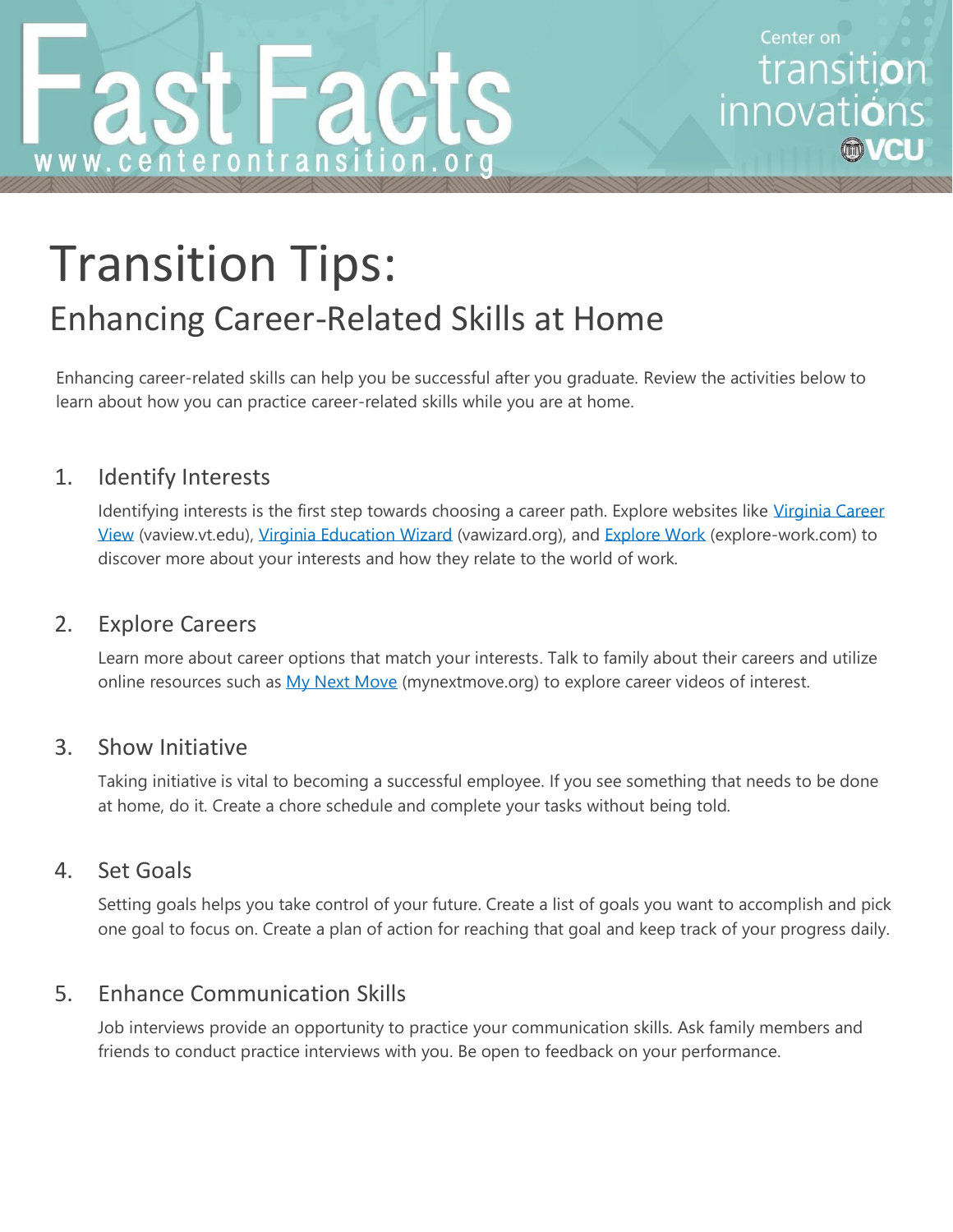# Fast Facts

www.centerontransition.org

Center on transition innovations VCU

# Transition Tips:

## Enhancing Career-Related Skills at Home

Enhancing career-related skills can help you be successful after you graduate. Review the activities below to learn about how you can practice career-related skills while you are at home.

1. Identify Interests

   Identifying interests is the first step towards choosing a career path. Explore websites like Virginia Career View (vaview.vt.edu), Virginia Education Wizard (vawizard.org), and Explore Work (explore-work.com) to discover more about your interests and how they relate to the world of work.

2. Explore Careers

   Learn more about career options that match your interests. Talk to family about their careers and utilize online resources such as My Next Move (mynextmove.org) to explore career videos of interest.

3. Show Initiative

   Taking initiative is vital to becoming a successful employee. If you see something that needs to be done at home, do it. Create a chore schedule and complete your tasks without being told.

4. Set Goals

   Setting goals helps you take control of your future. Create a list of goals you want to accomplish and pick one goal to focus on. Create a plan of action for reaching that goal and keep track of your progress daily.

5. Enhance Communication Skills

   Job interviews provide an opportunity to practice your communication skills. Ask family members and friends to conduct practice interviews with you. Be open to feedback on your performance.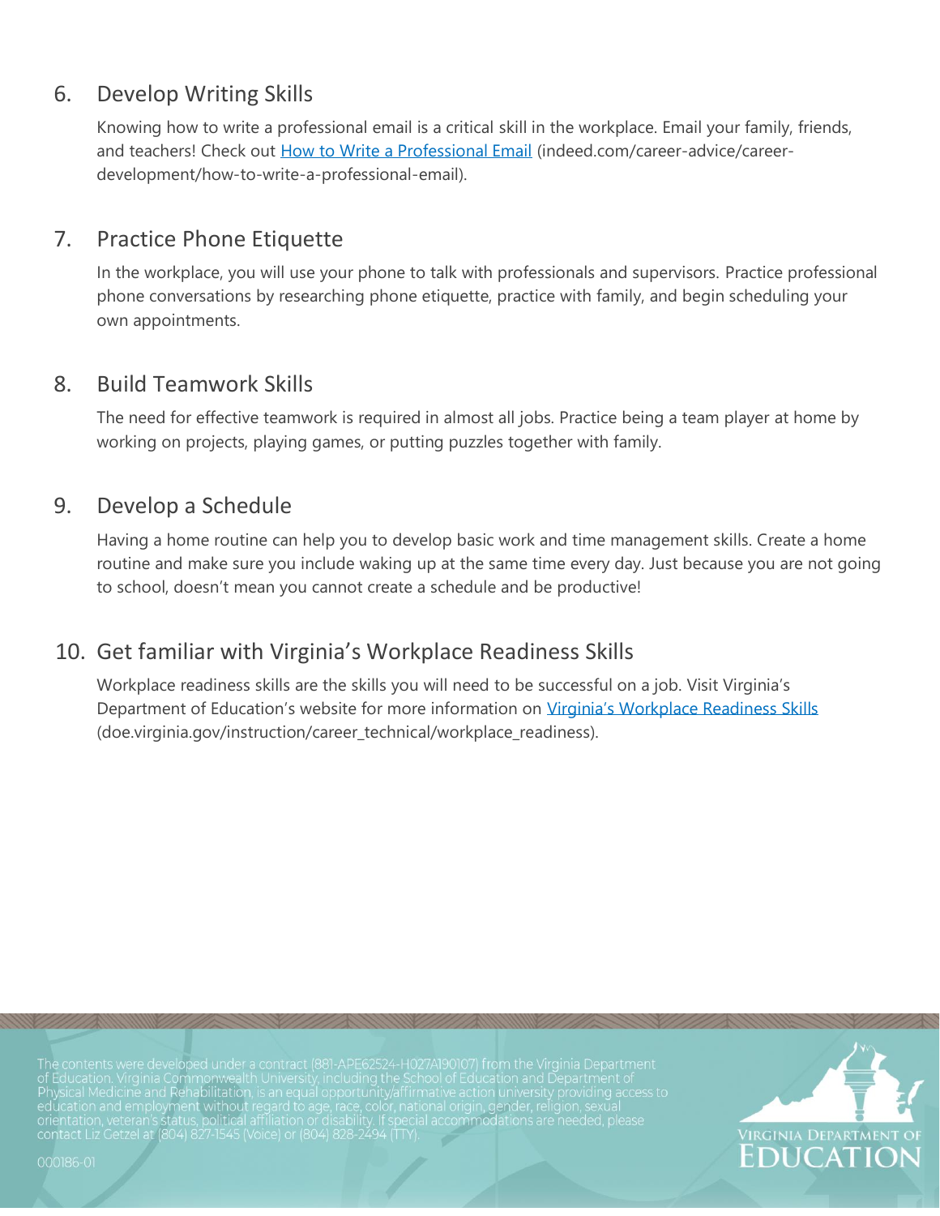## 6. Develop Writing Skills

Knowing how to write a professional email is a critical skill in the workplace. Email your family, friends, and teachers! Check out [How to Write a Professional Email](https://indeed.com/career-advice/career-development/how-to-write-a-professional-email) (indeed.com/career-advice/career-development/how-to-write-a-professional-email).

## 7. Practice Phone Etiquette

In the workplace, you will use your phone to talk with professionals and supervisors. Practice professional phone conversations by researching phone etiquette, practice with family, and begin scheduling your own appointments.

## 8. Build Teamwork Skills

The need for effective teamwork is required in almost all jobs. Practice being a team player at home by working on projects, playing games, or putting puzzles together with family.

## 9. Develop a Schedule

Having a home routine can help you to develop basic work and time management skills. Create a home routine and make sure you include waking up at the same time every day. Just because you are not going to school, doesn't mean you cannot create a schedule and be productive!

## 10. Get familiar with Virginia's Workplace Readiness Skills

Workplace readiness skills are the skills you will need to be successful on a job. Visit Virginia's Department of Education's website for more information on [Virginia's Workplace Readiness Skills](https://doe.virginia.gov/instruction/career_technical/workplace_readiness) (doe.virginia.gov/instruction/career_technical/workplace_readiness).

The contents were developed under a contract (881-APE62524-H027A190107) from the Virginia Department of Education. Virginia Commonwealth University, including the School of Education and Department of Physical Medicine and Rehabilitation, is an equal opportunity/affirmative action university providing access to education and employment without regard to age, race, color, national origin, gender, religion, sexual orientation, veteran's status, political affiliation or disability. If special accommodations are needed, please contact Liz Getzel at (804) 827-1545 (Voice) or (804) 828-2494 (TTY).

000186-01

Virginia Department of Education